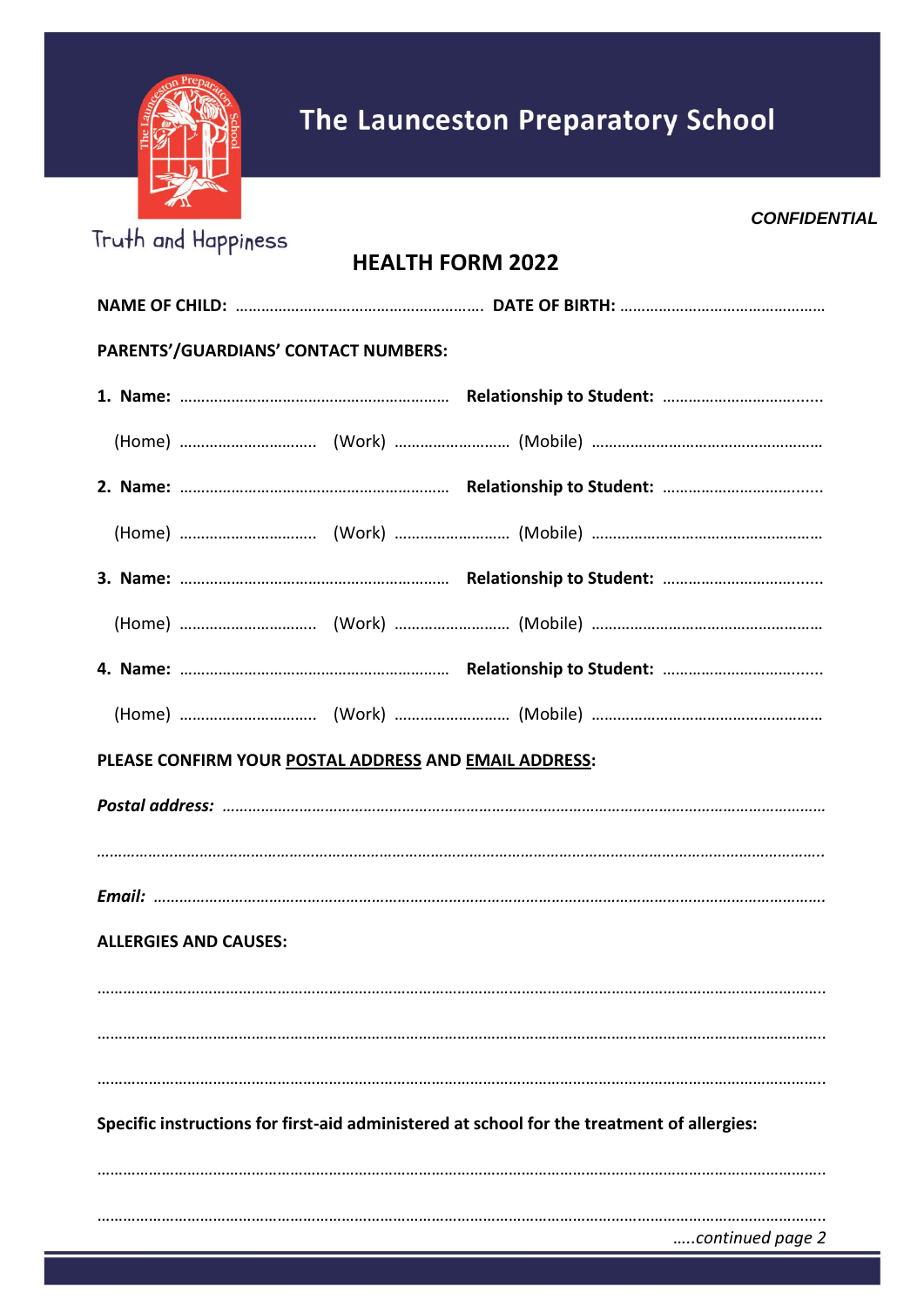# The Launceston Preparatory School

Truth and Happiness

***CONFIDENTIAL***

## HEALTH FORM 2022

**NAME OF CHILD:** ……………………………………………………. **DATE OF BIRTH:** …………………………………………

**PARENTS'/GUARDIANS' CONTACT NUMBERS:**

**1. Name:** ……………………………………………………… **Relationship to Student:** …………………………......

(Home) …………………………. (Work) …………………….. (Mobile) ………………………………………………

**2. Name:** ……………………………………………………… **Relationship to Student:** …………………………......

(Home) …………………………. (Work) …………………….. (Mobile) ………………………………………………

**3. Name:** ……………………………………………………… **Relationship to Student:** …………………………......

(Home) …………………………. (Work) …………………….. (Mobile) ………………………………………………

**4. Name:** ……………………………………………………… **Relationship to Student:** …………………………......

(Home) …………………………. (Work) …………………….. (Mobile) ………………………………………………

**PLEASE CONFIRM YOUR <u>POSTAL ADDRESS</u> AND <u>EMAIL ADDRESS</u>:**

***Postal address:*** ……………………………………………………………………………………………………………………

……………………………………………………………………………………………………………………………………………

***Email:*** …………………………………………………………………………………………………………………………………

**ALLERGIES AND CAUSES:**

……………………………………………………………………………………………………………………………………………

……………………………………………………………………………………………………………………………………………

……………………………………………………………………………………………………………………………………………

**Specific instructions for first-aid administered at school for the treatment of allergies:**

……………………………………………………………………………………………………………………………………………

……………………………………………………………………………………………………………………………………………

*…..continued page 2*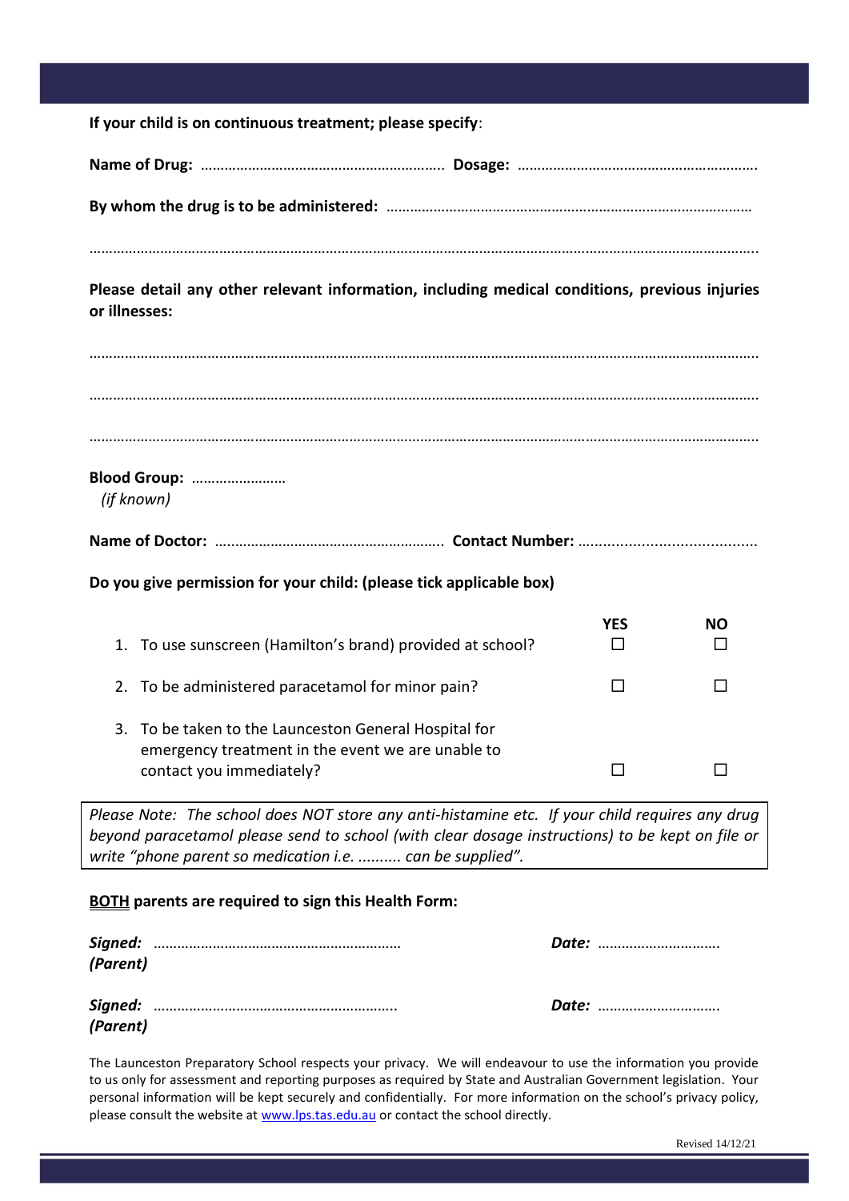**If your child is on continuous treatment; please specify**:

**Name of Drug:** ……………………………………………………. **Dosage:** …………………………………………………….

**By whom the drug is to be administered:** ……………………………………………………………………………

……………………………………………………………………………………………………………………………………….

**Please detail any other relevant information, including medical conditions, previous injuries or illnesses:**

……………………………………………………………………………………………………………………………………….

……………………………………………………………………………………………………………………………………….

……………………………………………………………………………………………………………………………………….

**Blood Group:** ……………………
*(if known)*

**Name of Doctor:** ………………………………………………. **Contact Number:** …………………………………

**Do you give permission for your child: (please tick applicable box)**

| | YES | NO |
|---|---|---|
| 1. To use sunscreen (Hamilton's brand) provided at school? | ☐ | ☐ |
| 2. To be administered paracetamol for minor pain? | ☐ | ☐ |
| 3. To be taken to the Launceston General Hospital for emergency treatment in the event we are unable to contact you immediately? | ☐ | ☐ |

*Please Note: The school does NOT store any anti-histamine etc. If your child requires any drug beyond paracetamol please send to school (with clear dosage instructions) to be kept on file or write "phone parent so medication i.e. .......... can be supplied".*

**BOTH parents are required to sign this Health Form:**

***Signed:*** ……………………………………………………… ***Date:*** …………………………
***(Parent)***

***Signed:*** ……………………………………………………… ***Date:*** …………………………
***(Parent)***

The Launceston Preparatory School respects your privacy. We will endeavour to use the information you provide to us only for assessment and reporting purposes as required by State and Australian Government legislation. Your personal information will be kept securely and confidentially. For more information on the school's privacy policy, please consult the website at www.lps.tas.edu.au or contact the school directly.

Revised 14/12/21